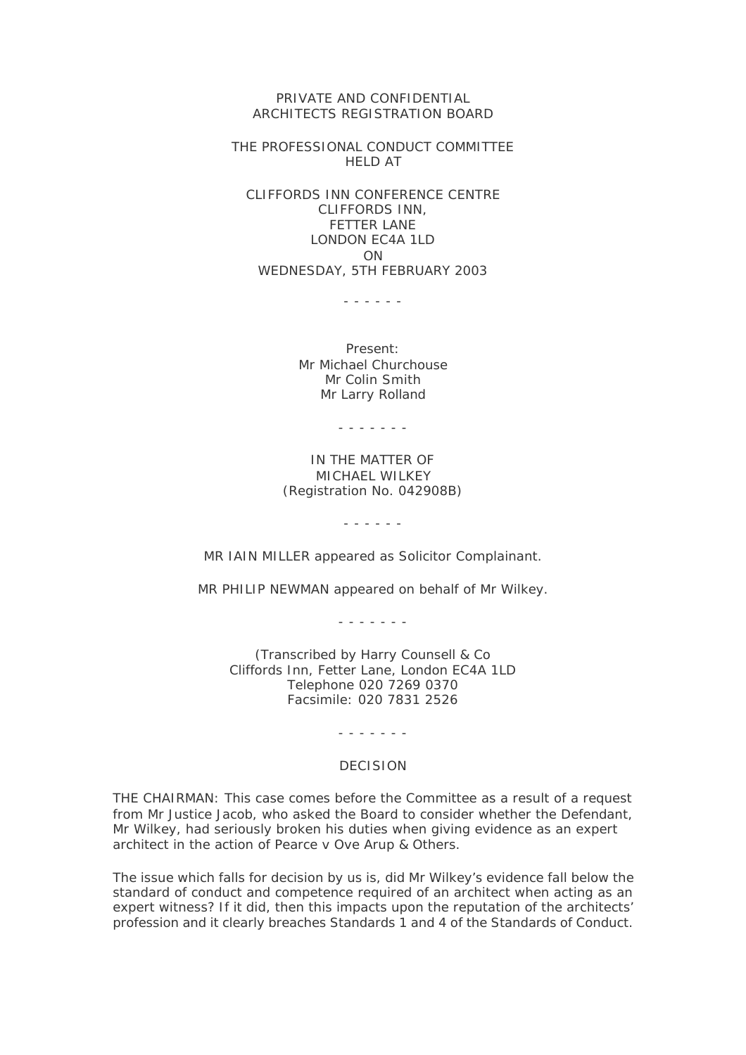PRIVATE AND CONFIDENTIAL
ARCHITECTS REGISTRATION BOARD

THE PROFESSIONAL CONDUCT COMMITTEE
HELD AT

CLIFFORDS INN CONFERENCE CENTRE
CLIFFORDS INN,
FETTER LANE
LONDON EC4A 1LD
ON
WEDNESDAY, 5TH FEBRUARY 2003

\- - - - - -

Present:
Mr Michael Churchouse
Mr Colin Smith
Mr Larry Rolland

\- - - - - - -

IN THE MATTER OF
MICHAEL WILKEY
(Registration No. 042908B)

\- - - - - -

MR IAIN MILLER appeared as Solicitor Complainant.

MR PHILIP NEWMAN appeared on behalf of Mr Wilkey.

\- - - - - - -

(Transcribed by Harry Counsell & Co
Cliffords Inn, Fetter Lane, London EC4A 1LD
Telephone 020 7269 0370
Facsimile: 020 7831 2526

\- - - - - - -

DECISION

THE CHAIRMAN: This case comes before the Committee as a result of a request from Mr Justice Jacob, who asked the Board to consider whether the Defendant, Mr Wilkey, had seriously broken his duties when giving evidence as an expert architect in the action of Pearce v Ove Arup & Others.

The issue which falls for decision by us is, did Mr Wilkey's evidence fall below the standard of conduct and competence required of an architect when acting as an expert witness? If it did, then this impacts upon the reputation of the architects' profession and it clearly breaches Standards 1 and 4 of the Standards of Conduct.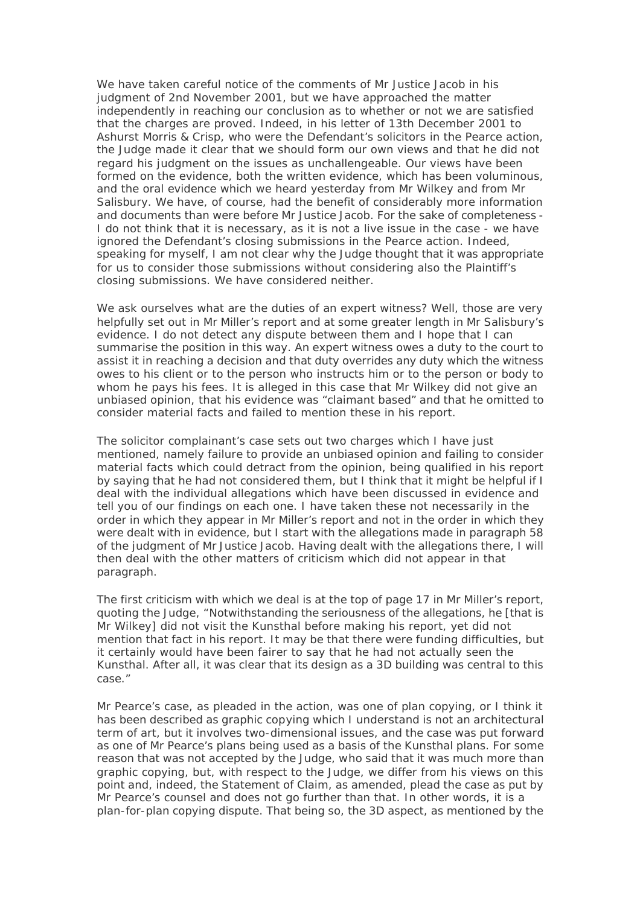We have taken careful notice of the comments of Mr Justice Jacob in his judgment of 2nd November 2001, but we have approached the matter independently in reaching our conclusion as to whether or not we are satisfied that the charges are proved. Indeed, in his letter of 13th December 2001 to Ashurst Morris & Crisp, who were the Defendant's solicitors in the Pearce action, the Judge made it clear that we should form our own views and that he did not regard his judgment on the issues as unchallengeable. Our views have been formed on the evidence, both the written evidence, which has been voluminous, and the oral evidence which we heard yesterday from Mr Wilkey and from Mr Salisbury. We have, of course, had the benefit of considerably more information and documents than were before Mr Justice Jacob. For the sake of completeness - I do not think that it is necessary, as it is not a live issue in the case - we have ignored the Defendant's closing submissions in the Pearce action. Indeed, speaking for myself, I am not clear why the Judge thought that it was appropriate for us to consider those submissions without considering also the Plaintiff's closing submissions. We have considered neither.

We ask ourselves what are the duties of an expert witness? Well, those are very helpfully set out in Mr Miller's report and at some greater length in Mr Salisbury's evidence. I do not detect any dispute between them and I hope that I can summarise the position in this way. An expert witness owes a duty to the court to assist it in reaching a decision and that duty overrides any duty which the witness owes to his client or to the person who instructs him or to the person or body to whom he pays his fees. It is alleged in this case that Mr Wilkey did not give an unbiased opinion, that his evidence was "claimant based" and that he omitted to consider material facts and failed to mention these in his report.

The solicitor complainant's case sets out two charges which I have just mentioned, namely failure to provide an unbiased opinion and failing to consider material facts which could detract from the opinion, being qualified in his report by saying that he had not considered them, but I think that it might be helpful if I deal with the individual allegations which have been discussed in evidence and tell you of our findings on each one. I have taken these not necessarily in the order in which they appear in Mr Miller's report and not in the order in which they were dealt with in evidence, but I start with the allegations made in paragraph 58 of the judgment of Mr Justice Jacob. Having dealt with the allegations there, I will then deal with the other matters of criticism which did not appear in that paragraph.

The first criticism with which we deal is at the top of page 17 in Mr Miller's report, quoting the Judge, "Notwithstanding the seriousness of the allegations, he [that is Mr Wilkey] did not visit the Kunsthal before making his report, yet did not mention that fact in his report. It may be that there were funding difficulties, but it certainly would have been fairer to say that he had not actually seen the Kunsthal. After all, it was clear that its design as a 3D building was central to this case."

Mr Pearce's case, as pleaded in the action, was one of plan copying, or I think it has been described as graphic copying which I understand is not an architectural term of art, but it involves two-dimensional issues, and the case was put forward as one of Mr Pearce's plans being used as a basis of the Kunsthal plans. For some reason that was not accepted by the Judge, who said that it was much more than graphic copying, but, with respect to the Judge, we differ from his views on this point and, indeed, the Statement of Claim, as amended, plead the case as put by Mr Pearce's counsel and does not go further than that. In other words, it is a plan-for-plan copying dispute. That being so, the 3D aspect, as mentioned by the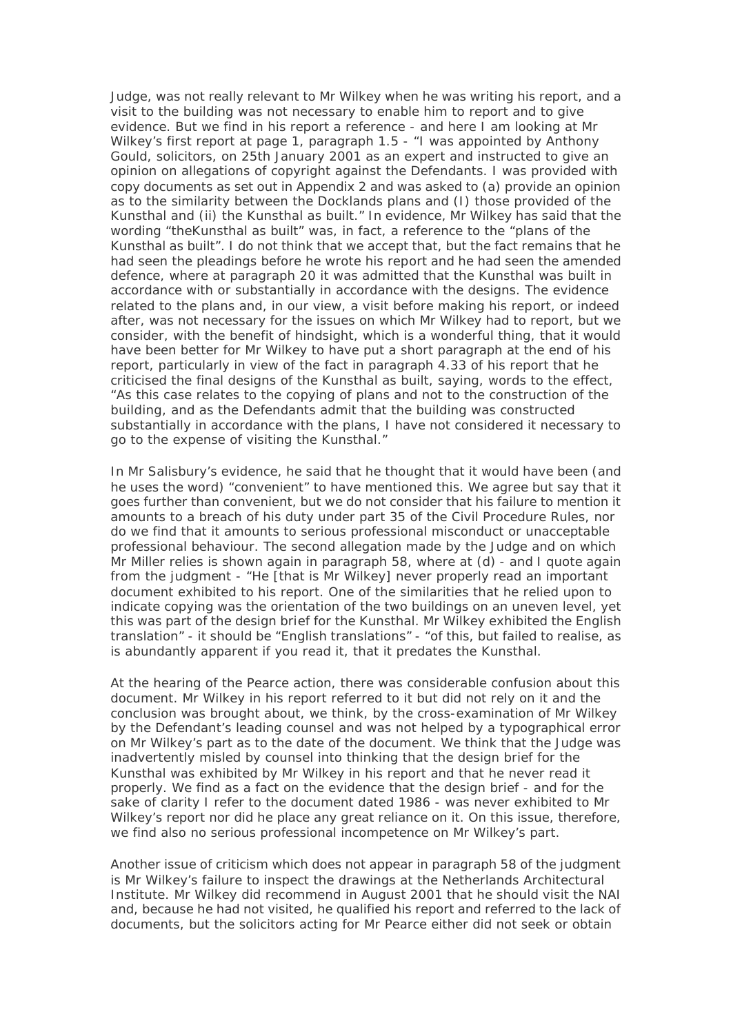Judge, was not really relevant to Mr Wilkey when he was writing his report, and a visit to the building was not necessary to enable him to report and to give evidence. But we find in his report a reference - and here I am looking at Mr Wilkey's first report at page 1, paragraph 1.5 - "I was appointed by Anthony Gould, solicitors, on 25th January 2001 as an expert and instructed to give an opinion on allegations of copyright against the Defendants. I was provided with copy documents as set out in Appendix 2 and was asked to (a) provide an opinion as to the similarity between the Docklands plans and (I) those provided of the Kunsthal and (ii) the Kunsthal as built." In evidence, Mr Wilkey has said that the wording "theKunsthal as built" was, in fact, a reference to the "plans of the Kunsthal as built". I do not think that we accept that, but the fact remains that he had seen the pleadings before he wrote his report and he had seen the amended defence, where at paragraph 20 it was admitted that the Kunsthal was built in accordance with or substantially in accordance with the designs. The evidence related to the plans and, in our view, a visit before making his report, or indeed after, was not necessary for the issues on which Mr Wilkey had to report, but we consider, with the benefit of hindsight, which is a wonderful thing, that it would have been better for Mr Wilkey to have put a short paragraph at the end of his report, particularly in view of the fact in paragraph 4.33 of his report that he criticised the final designs of the Kunsthal as built, saying, words to the effect, "As this case relates to the copying of plans and not to the construction of the building, and as the Defendants admit that the building was constructed substantially in accordance with the plans, I have not considered it necessary to go to the expense of visiting the Kunsthal."

In Mr Salisbury's evidence, he said that he thought that it would have been (and he uses the word) "convenient" to have mentioned this. We agree but say that it goes further than convenient, but we do not consider that his failure to mention it amounts to a breach of his duty under part 35 of the Civil Procedure Rules, nor do we find that it amounts to serious professional misconduct or unacceptable professional behaviour. The second allegation made by the Judge and on which Mr Miller relies is shown again in paragraph 58, where at (d) - and I quote again from the judgment - "He [that is Mr Wilkey] never properly read an important document exhibited to his report. One of the similarities that he relied upon to indicate copying was the orientation of the two buildings on an uneven level, yet this was part of the design brief for the Kunsthal. Mr Wilkey exhibited the English translation" - it should be "English translations" - "of this, but failed to realise, as is abundantly apparent if you read it, that it predates the Kunsthal.

At the hearing of the Pearce action, there was considerable confusion about this document. Mr Wilkey in his report referred to it but did not rely on it and the conclusion was brought about, we think, by the cross-examination of Mr Wilkey by the Defendant's leading counsel and was not helped by a typographical error on Mr Wilkey's part as to the date of the document. We think that the Judge was inadvertently misled by counsel into thinking that the design brief for the Kunsthal was exhibited by Mr Wilkey in his report and that he never read it properly. We find as a fact on the evidence that the design brief - and for the sake of clarity I refer to the document dated 1986 - was never exhibited to Mr Wilkey's report nor did he place any great reliance on it. On this issue, therefore, we find also no serious professional incompetence on Mr Wilkey's part.

Another issue of criticism which does not appear in paragraph 58 of the judgment is Mr Wilkey's failure to inspect the drawings at the Netherlands Architectural Institute. Mr Wilkey did recommend in August 2001 that he should visit the NAI and, because he had not visited, he qualified his report and referred to the lack of documents, but the solicitors acting for Mr Pearce either did not seek or obtain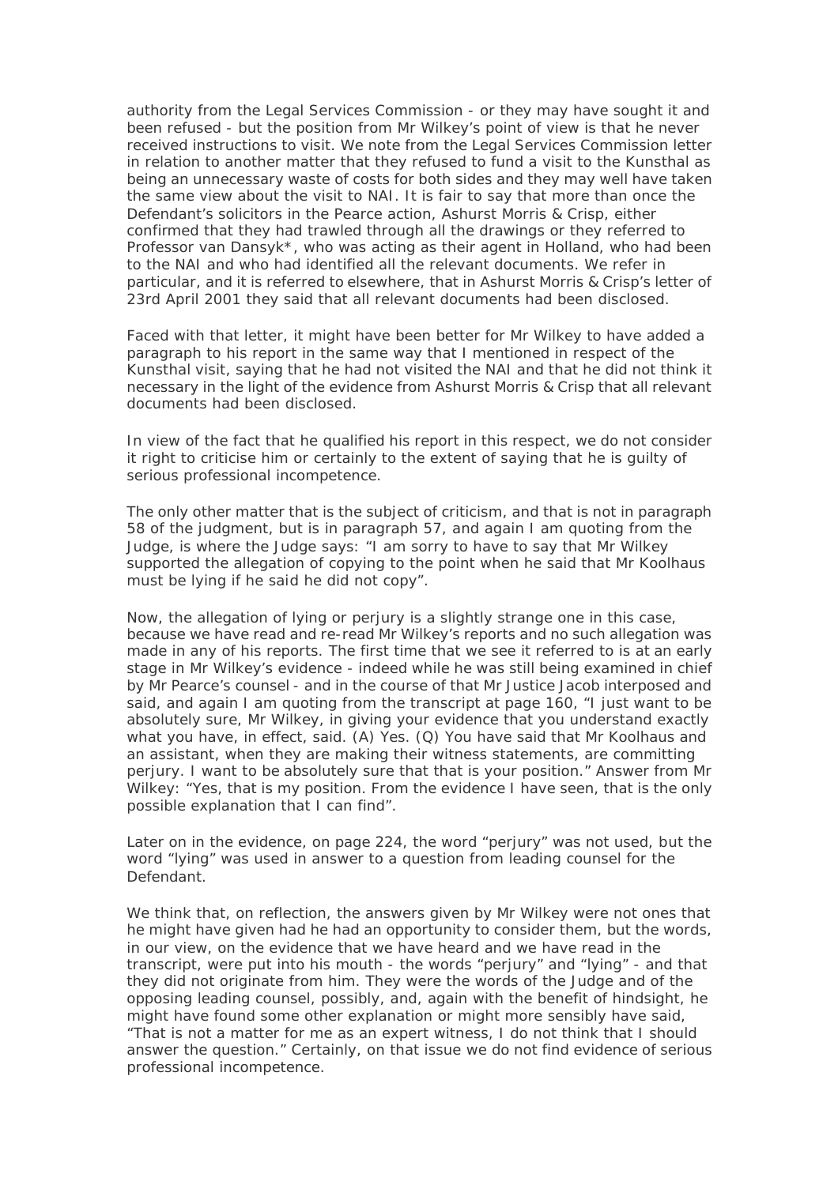authority from the Legal Services Commission - or they may have sought it and been refused - but the position from Mr Wilkey's point of view is that he never received instructions to visit. We note from the Legal Services Commission letter in relation to another matter that they refused to fund a visit to the Kunsthal as being an unnecessary waste of costs for both sides and they may well have taken the same view about the visit to NAI. It is fair to say that more than once the Defendant's solicitors in the Pearce action, Ashurst Morris & Crisp, either confirmed that they had trawled through all the drawings or they referred to Professor van Dansyk*, who was acting as their agent in Holland, who had been to the NAI and who had identified all the relevant documents. We refer in particular, and it is referred to elsewhere, that in Ashurst Morris & Crisp's letter of 23rd April 2001 they said that all relevant documents had been disclosed.

Faced with that letter, it might have been better for Mr Wilkey to have added a paragraph to his report in the same way that I mentioned in respect of the Kunsthal visit, saying that he had not visited the NAI and that he did not think it necessary in the light of the evidence from Ashurst Morris & Crisp that all relevant documents had been disclosed.

In view of the fact that he qualified his report in this respect, we do not consider it right to criticise him or certainly to the extent of saying that he is guilty of serious professional incompetence.

The only other matter that is the subject of criticism, and that is not in paragraph 58 of the judgment, but is in paragraph 57, and again I am quoting from the Judge, is where the Judge says: "I am sorry to have to say that Mr Wilkey supported the allegation of copying to the point when he said that Mr Koolhaus must be lying if he said he did not copy".

Now, the allegation of lying or perjury is a slightly strange one in this case, because we have read and re-read Mr Wilkey's reports and no such allegation was made in any of his reports. The first time that we see it referred to is at an early stage in Mr Wilkey's evidence - indeed while he was still being examined in chief by Mr Pearce's counsel - and in the course of that Mr Justice Jacob interposed and said, and again I am quoting from the transcript at page 160, "I just want to be absolutely sure, Mr Wilkey, in giving your evidence that you understand exactly what you have, in effect, said. (A) Yes. (Q) You have said that Mr Koolhaus and an assistant, when they are making their witness statements, are committing perjury. I want to be absolutely sure that that is your position." Answer from Mr Wilkey: "Yes, that is my position. From the evidence I have seen, that is the only possible explanation that I can find".

Later on in the evidence, on page 224, the word "perjury" was not used, but the word "lying" was used in answer to a question from leading counsel for the Defendant.

We think that, on reflection, the answers given by Mr Wilkey were not ones that he might have given had he had an opportunity to consider them, but the words, in our view, on the evidence that we have heard and we have read in the transcript, were put into his mouth - the words "perjury" and "lying" - and that they did not originate from him. They were the words of the Judge and of the opposing leading counsel, possibly, and, again with the benefit of hindsight, he might have found some other explanation or might more sensibly have said, "That is not a matter for me as an expert witness, I do not think that I should answer the question." Certainly, on that issue we do not find evidence of serious professional incompetence.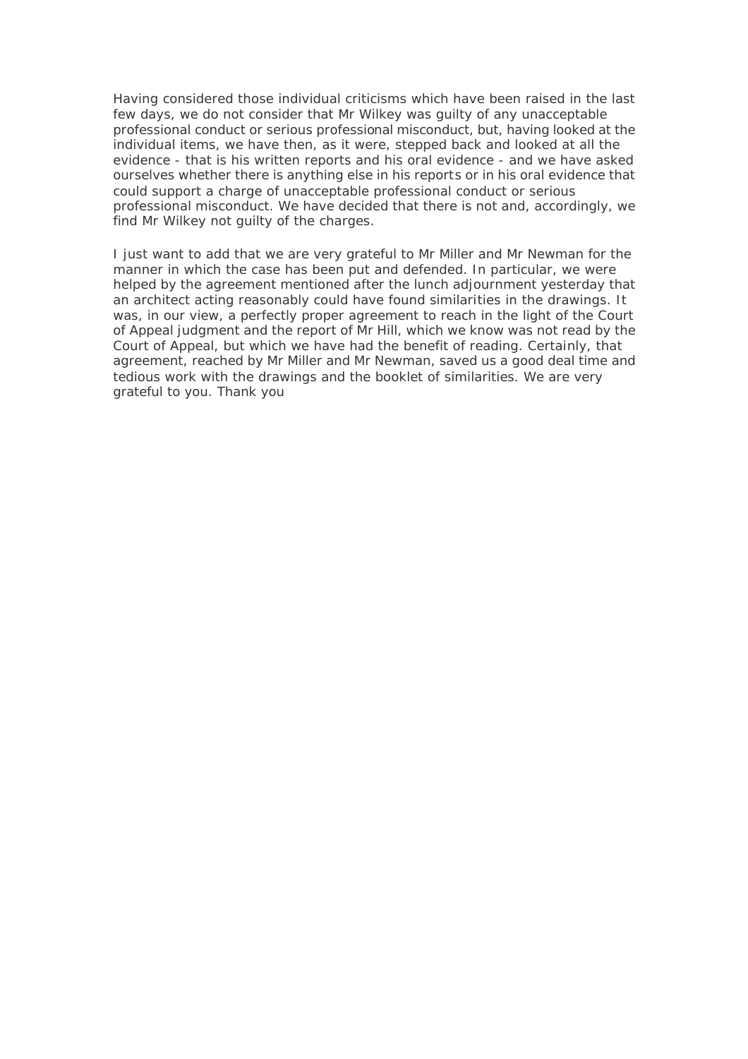Having considered those individual criticisms which have been raised in the last few days, we do not consider that Mr Wilkey was guilty of any unacceptable professional conduct or serious professional misconduct, but, having looked at the individual items, we have then, as it were, stepped back and looked at all the evidence - that is his written reports and his oral evidence - and we have asked ourselves whether there is anything else in his reports or in his oral evidence that could support a charge of unacceptable professional conduct or serious professional misconduct. We have decided that there is not and, accordingly, we find Mr Wilkey not guilty of the charges.

I just want to add that we are very grateful to Mr Miller and Mr Newman for the manner in which the case has been put and defended. In particular, we were helped by the agreement mentioned after the lunch adjournment yesterday that an architect acting reasonably could have found similarities in the drawings. It was, in our view, a perfectly proper agreement to reach in the light of the Court of Appeal judgment and the report of Mr Hill, which we know was not read by the Court of Appeal, but which we have had the benefit of reading. Certainly, that agreement, reached by Mr Miller and Mr Newman, saved us a good deal time and tedious work with the drawings and the booklet of similarities. We are very grateful to you. Thank you